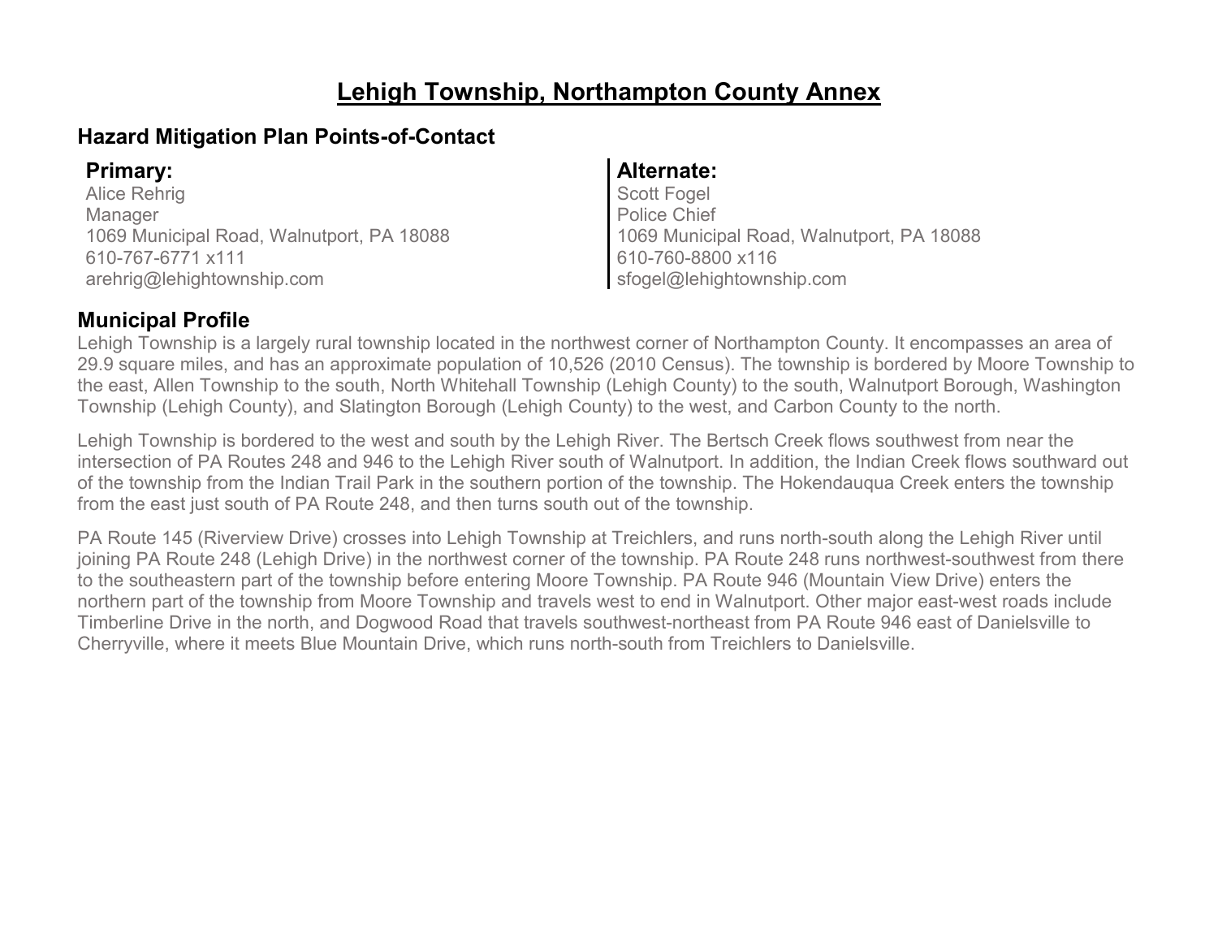# Lehigh Township, Northampton County Annex

## Hazard Mitigation Plan Points-of-Contact

### Primary:

Alice Rehrig
Manager
1069 Municipal Road, Walnutport, PA 18088
610-767-6771 x111
arehrig@lehightownship.com

### Alternate:

Scott Fogel
Police Chief
1069 Municipal Road, Walnutport, PA 18088
610-760-8800 x116
sfogel@lehightownship.com

## Municipal Profile

Lehigh Township is a largely rural township located in the northwest corner of Northampton County. It encompasses an area of 29.9 square miles, and has an approximate population of 10,526 (2010 Census). The township is bordered by Moore Township to the east, Allen Township to the south, North Whitehall Township (Lehigh County) to the south, Walnutport Borough, Washington Township (Lehigh County), and Slatington Borough (Lehigh County) to the west, and Carbon County to the north.

Lehigh Township is bordered to the west and south by the Lehigh River. The Bertsch Creek flows southwest from near the intersection of PA Routes 248 and 946 to the Lehigh River south of Walnutport. In addition, the Indian Creek flows southward out of the township from the Indian Trail Park in the southern portion of the township. The Hokendauqua Creek enters the township from the east just south of PA Route 248, and then turns south out of the township.

PA Route 145 (Riverview Drive) crosses into Lehigh Township at Treichlers, and runs north-south along the Lehigh River until joining PA Route 248 (Lehigh Drive) in the northwest corner of the township. PA Route 248 runs northwest-southwest from there to the southeastern part of the township before entering Moore Township. PA Route 946 (Mountain View Drive) enters the northern part of the township from Moore Township and travels west to end in Walnutport. Other major east-west roads include Timberline Drive in the north, and Dogwood Road that travels southwest-northeast from PA Route 946 east of Danielsville to Cherryville, where it meets Blue Mountain Drive, which runs north-south from Treichlers to Danielsville.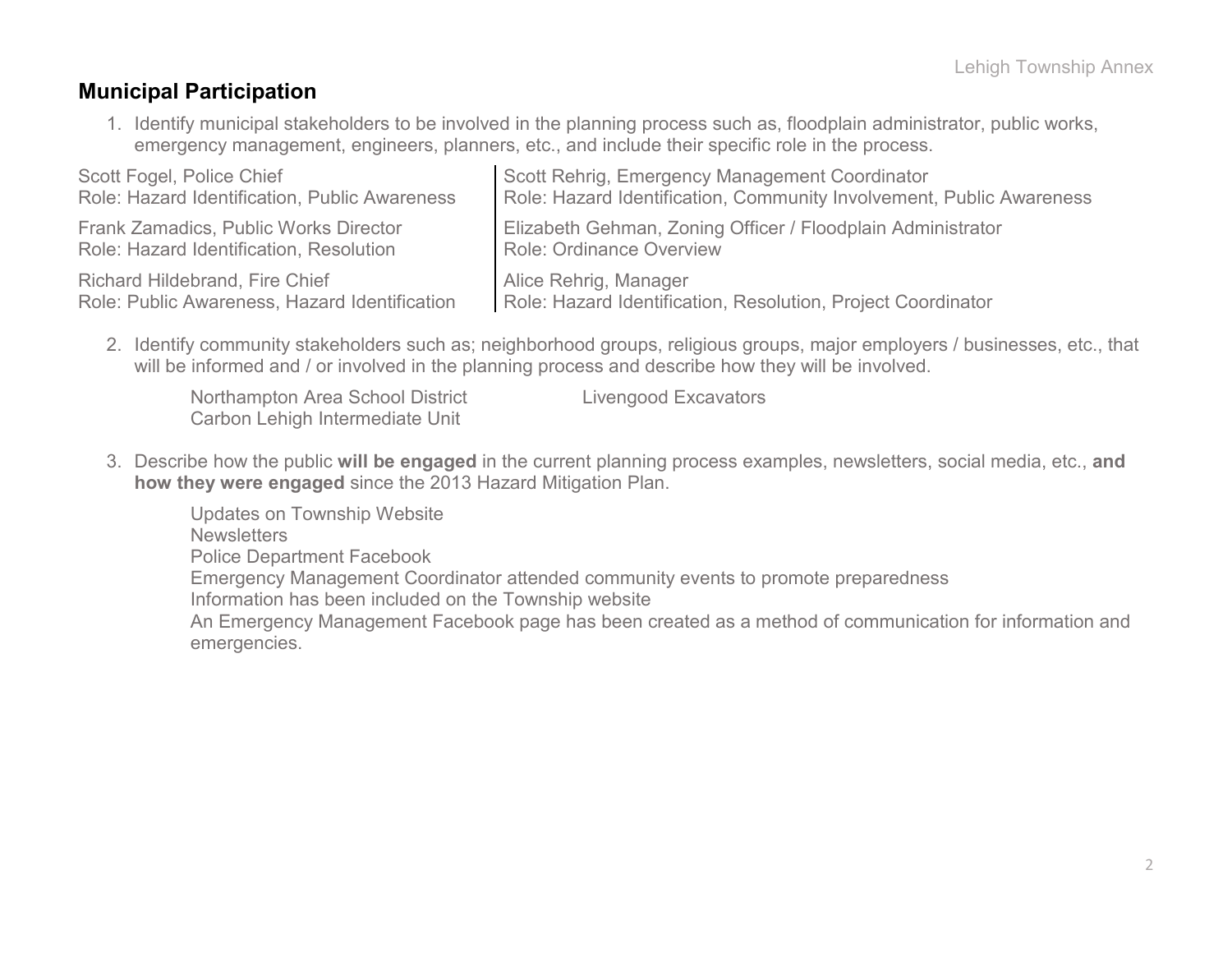## Municipal Participation

1. Identify municipal stakeholders to be involved in the planning process such as, floodplain administrator, public works, emergency management, engineers, planners, etc., and include their specific role in the process.

Scott Fogel, Police Chief
Role: Hazard Identification, Public Awareness

Frank Zamadics, Public Works Director
Role: Hazard Identification, Resolution

Richard Hildebrand, Fire Chief
Role: Public Awareness, Hazard Identification

Scott Rehrig, Emergency Management Coordinator
Role: Hazard Identification, Community Involvement, Public Awareness

Elizabeth Gehman, Zoning Officer / Floodplain Administrator
Role: Ordinance Overview

Alice Rehrig, Manager
Role: Hazard Identification, Resolution, Project Coordinator

2. Identify community stakeholders such as; neighborhood groups, religious groups, major employers / businesses, etc., that will be informed and / or involved in the planning process and describe how they will be involved.

   Northampton Area School District
   Carbon Lehigh Intermediate Unit
   Livengood Excavators

3. Describe how the public **will be engaged** in the current planning process examples, newsletters, social media, etc., **and how they were engaged** since the 2013 Hazard Mitigation Plan.

   Updates on Township Website
   Newsletters
   Police Department Facebook
   Emergency Management Coordinator attended community events to promote preparedness
   Information has been included on the Township website
   An Emergency Management Facebook page has been created as a method of communication for information and emergencies.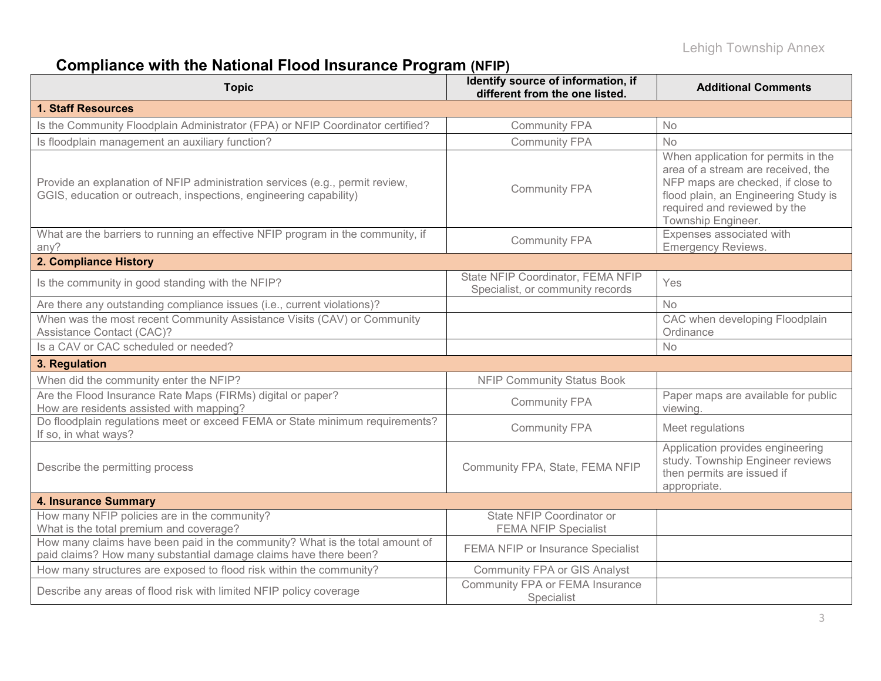## Compliance with the National Flood Insurance Program (NFIP)

| Topic | Identify source of information, if different from the one listed. | Additional Comments |
|---|---|---|
| **1. Staff Resources** | | |
| Is the Community Floodplain Administrator (FPA) or NFIP Coordinator certified? | Community FPA | No |
| Is floodplain management an auxiliary function? | Community FPA | No |
| Provide an explanation of NFIP administration services (e.g., permit review, GGIS, education or outreach, inspections, engineering capability) | Community FPA | When application for permits in the area of a stream are received, the NFP maps are checked, if close to flood plain, an Engineering Study is required and reviewed by the Township Engineer. |
| What are the barriers to running an effective NFIP program in the community, if any? | Community FPA | Expenses associated with Emergency Reviews. |
| **2. Compliance History** | | |
| Is the community in good standing with the NFIP? | State NFIP Coordinator, FEMA NFIP Specialist, or community records | Yes |
| Are there any outstanding compliance issues (i.e., current violations)? | | No |
| When was the most recent Community Assistance Visits (CAV) or Community Assistance Contact (CAC)? | | CAC when developing Floodplain Ordinance |
| Is a CAV or CAC scheduled or needed? | | No |
| **3. Regulation** | | |
| When did the community enter the NFIP? | NFIP Community Status Book | |
| Are the Flood Insurance Rate Maps (FIRMs) digital or paper? How are residents assisted with mapping? | Community FPA | Paper maps are available for public viewing. |
| Do floodplain regulations meet or exceed FEMA or State minimum requirements? If so, in what ways? | Community FPA | Meet regulations |
| Describe the permitting process | Community FPA, State, FEMA NFIP | Application provides engineering study. Township Engineer reviews then permits are issued if appropriate. |
| **4. Insurance Summary** | | |
| How many NFIP policies are in the community? What is the total premium and coverage? | State NFIP Coordinator or FEMA NFIP Specialist | |
| How many claims have been paid in the community? What is the total amount of paid claims? How many substantial damage claims have there been? | FEMA NFIP or Insurance Specialist | |
| How many structures are exposed to flood risk within the community? | Community FPA or GIS Analyst | |
| Describe any areas of flood risk with limited NFIP policy coverage | Community FPA or FEMA Insurance Specialist | |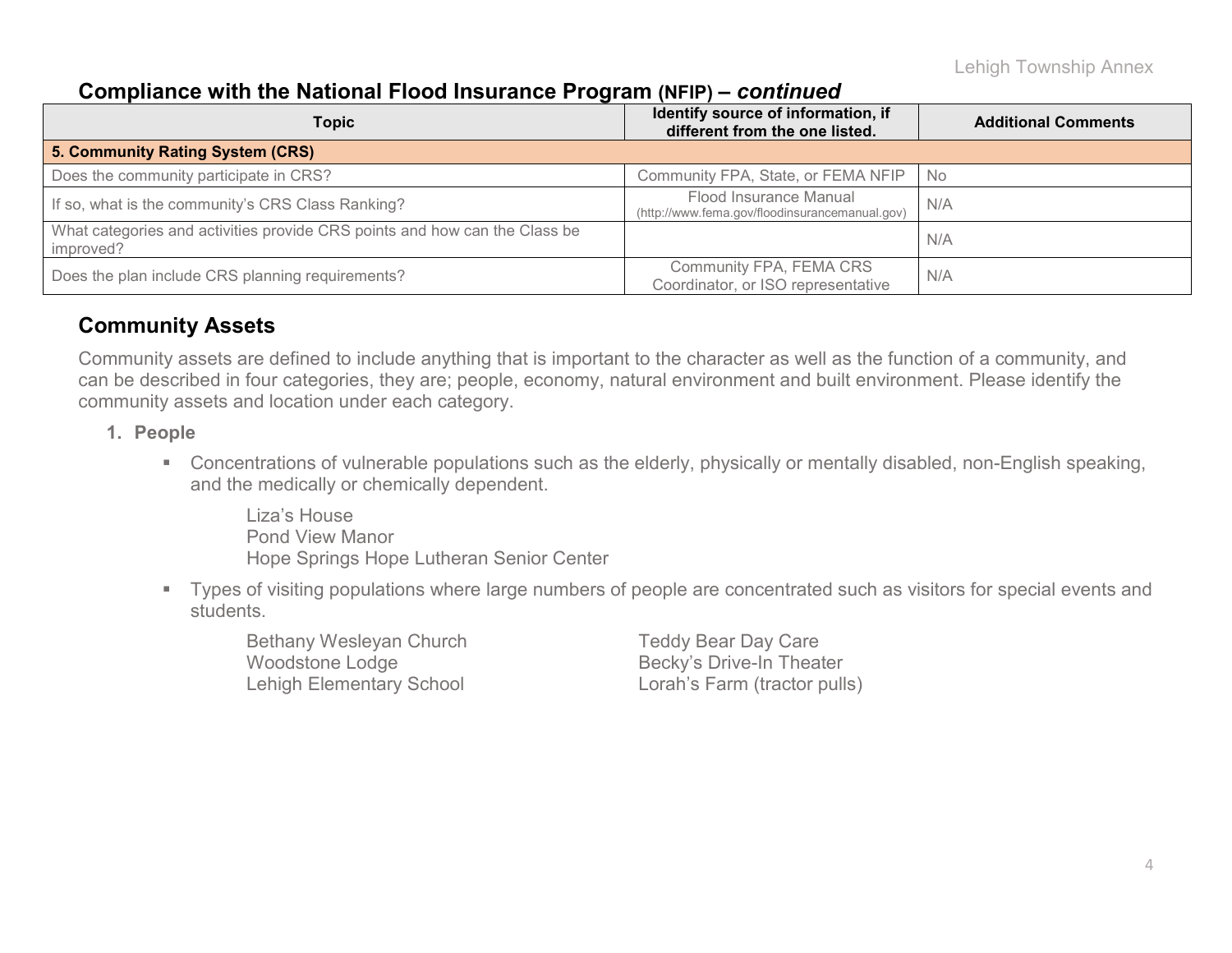## Compliance with the National Flood Insurance Program (NFIP) – *continued*

| Topic | Identify source of information, if different from the one listed. | Additional Comments |
|---|---|---|
| **5. Community Rating System (CRS)** | | |
| Does the community participate in CRS? | Community FPA, State, or FEMA NFIP | No |
| If so, what is the community's CRS Class Ranking? | Flood Insurance Manual (http://www.fema.gov/floodinsurancemanual.gov) | N/A |
| What categories and activities provide CRS points and how can the Class be improved? | | N/A |
| Does the plan include CRS planning requirements? | Community FPA, FEMA CRS Coordinator, or ISO representative | N/A |

## Community Assets

Community assets are defined to include anything that is important to the character as well as the function of a community, and can be described in four categories, they are; people, economy, natural environment and built environment. Please identify the community assets and location under each category.

1. **People**
   - Concentrations of vulnerable populations such as the elderly, physically or mentally disabled, non-English speaking, and the medically or chemically dependent.

     Liza's House
     Pond View Manor
     Hope Springs Hope Lutheran Senior Center

   - Types of visiting populations where large numbers of people are concentrated such as visitors for special events and students.

     Bethany Wesleyan Church
     Woodstone Lodge
     Lehigh Elementary School
     Teddy Bear Day Care
     Becky's Drive-In Theater
     Lorah's Farm (tractor pulls)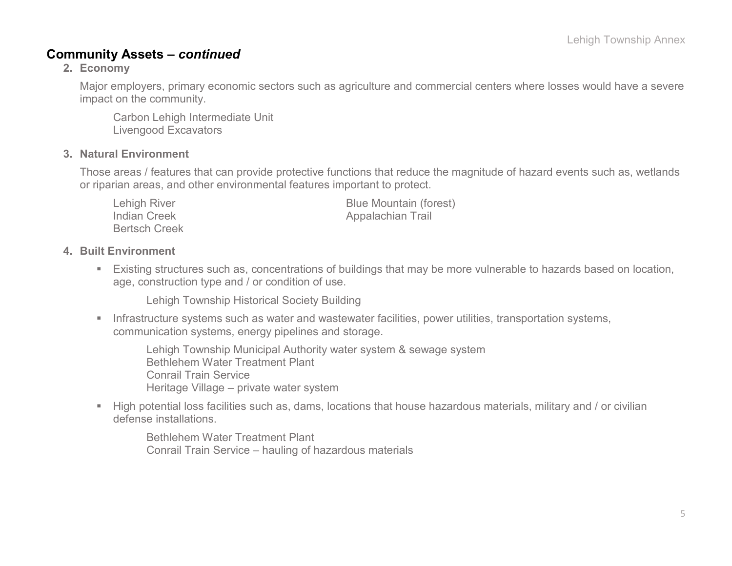## Community Assets – *continued*

### 2. Economy

Major employers, primary economic sectors such as agriculture and commercial centers where losses would have a severe impact on the community.

Carbon Lehigh Intermediate Unit
Livengood Excavators

### 3. Natural Environment

Those areas / features that can provide protective functions that reduce the magnitude of hazard events such as, wetlands or riparian areas, and other environmental features important to protect.

Lehigh River
Indian Creek
Bertsch Creek
Blue Mountain (forest)
Appalachian Trail

### 4. Built Environment

- Existing structures such as, concentrations of buildings that may be more vulnerable to hazards based on location, age, construction type and / or condition of use.

  Lehigh Township Historical Society Building

- Infrastructure systems such as water and wastewater facilities, power utilities, transportation systems, communication systems, energy pipelines and storage.

  Lehigh Township Municipal Authority water system & sewage system
  Bethlehem Water Treatment Plant
  Conrail Train Service
  Heritage Village – private water system

- High potential loss facilities such as, dams, locations that house hazardous materials, military and / or civilian defense installations.

  Bethlehem Water Treatment Plant
  Conrail Train Service – hauling of hazardous materials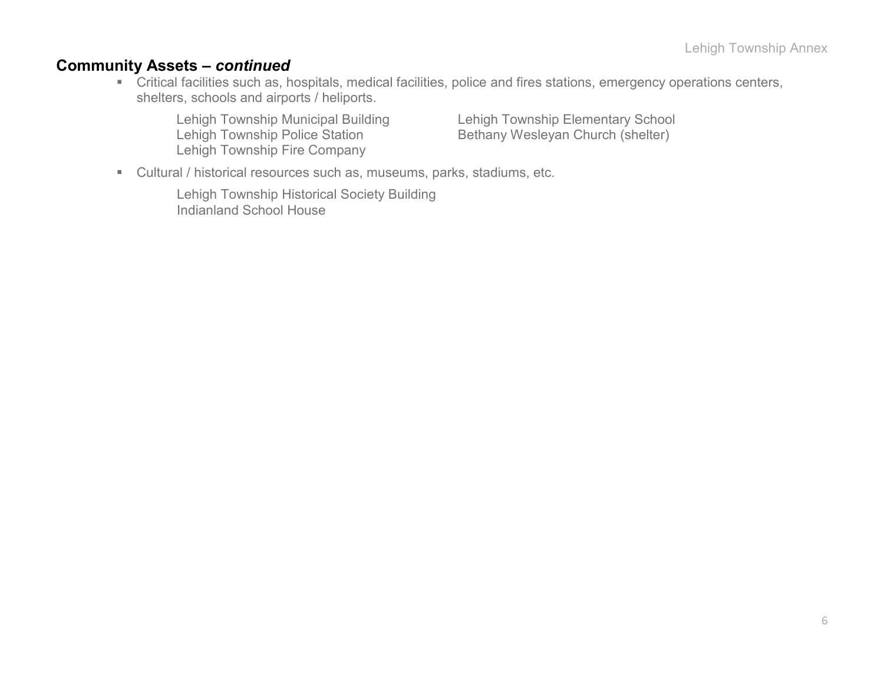## Community Assets – *continued*

- Critical facilities such as, hospitals, medical facilities, police and fires stations, emergency operations centers, shelters, schools and airports / heliports.

  Lehigh Township Municipal Building
  Lehigh Township Police Station
  Lehigh Township Fire Company
  Lehigh Township Elementary School
  Bethany Wesleyan Church (shelter)

- Cultural / historical resources such as, museums, parks, stadiums, etc.

  Lehigh Township Historical Society Building
  Indianland School House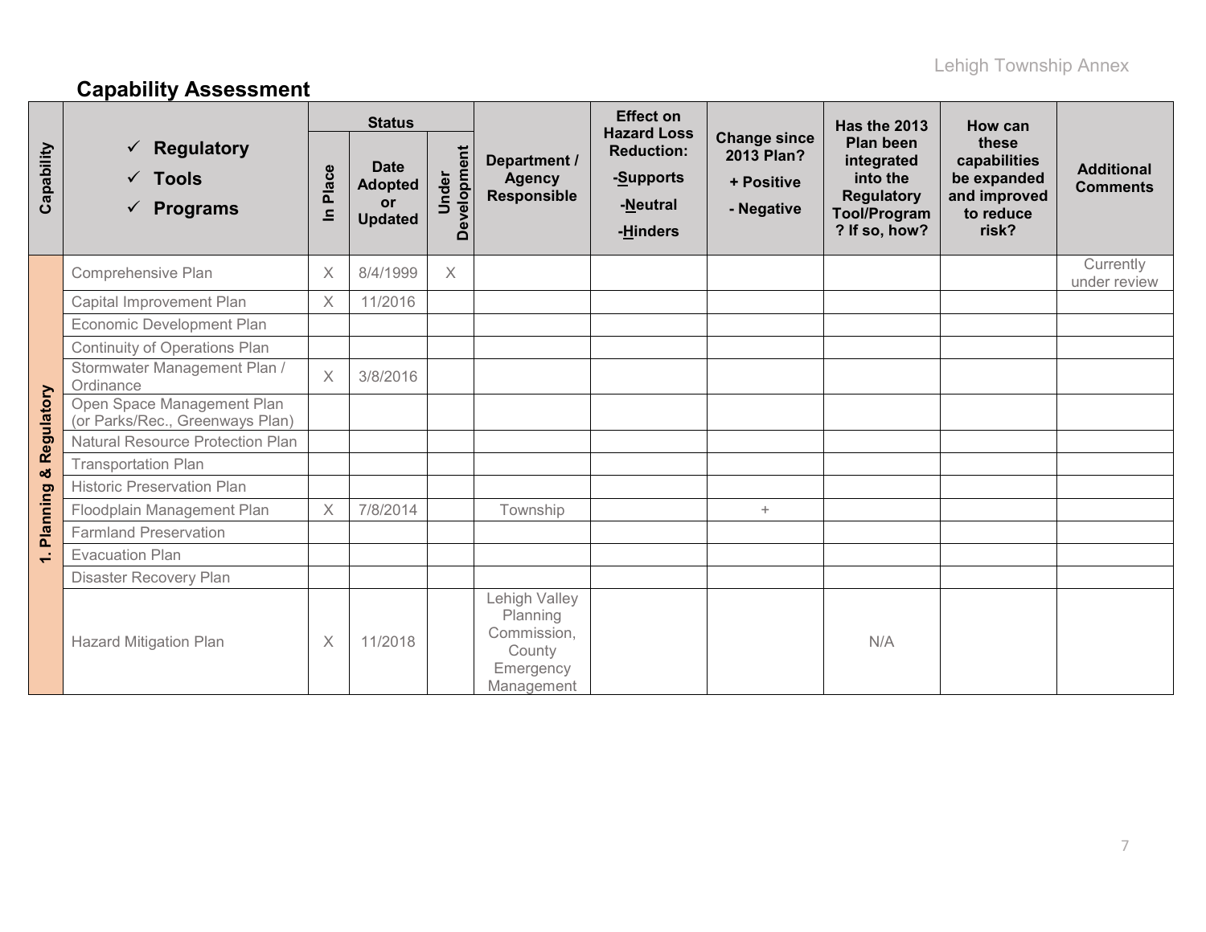## Capability Assessment

| Capability | ✓ Regulatory ✓ Tools ✓ Programs | Status | | | Department / Agency Responsible | Effect on Hazard Loss Reduction: -Supports -Neutral -Hinders | Change since 2013 Plan? + Positive - Negative | Has the 2013 Plan been integrated into the Regulatory Tool/Program? If so, how? | How can these capabilities be expanded and improved to reduce risk? | Additional Comments |
|---|---|---|---|---|---|---|---|---|---|---|
| | | In Place | Date Adopted or Updated | Under Development | | | | | | |
| 1. Planning & Regulatory | Comprehensive Plan | X | 8/4/1999 | X | | | | | | Currently under review |
| | Capital Improvement Plan | X | 11/2016 | | | | | | | |
| | Economic Development Plan | | | | | | | | | |
| | Continuity of Operations Plan | | | | | | | | | |
| | Stormwater Management Plan / Ordinance | X | 3/8/2016 | | | | | | | |
| | Open Space Management Plan (or Parks/Rec., Greenways Plan) | | | | | | | | | |
| | Natural Resource Protection Plan | | | | | | | | | |
| | Transportation Plan | | | | | | | | | |
| | Historic Preservation Plan | | | | | | | | | |
| | Floodplain Management Plan | X | 7/8/2014 | | Township | | + | | | |
| | Farmland Preservation | | | | | | | | | |
| | Evacuation Plan | | | | | | | | | |
| | Disaster Recovery Plan | | | | | | | | | |
| | Hazard Mitigation Plan | X | 11/2018 | | Lehigh Valley Planning Commission, County Emergency Management | | | N/A | | |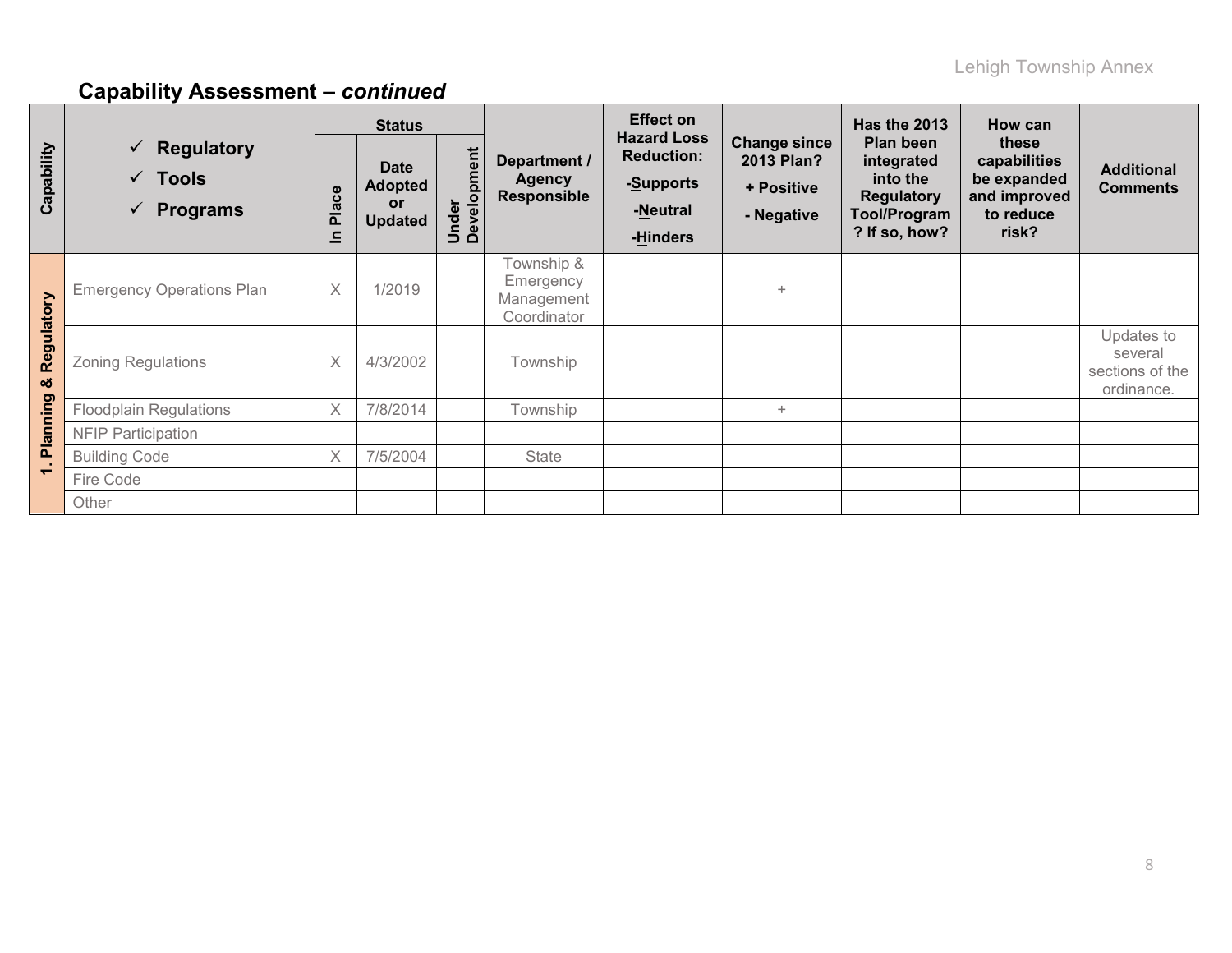## Capability Assessment – *continued*

| Capability | ✓ Regulatory<br>✓ Tools<br>✓ Programs | Status | | | Department / Agency Responsible | Effect on Hazard Loss Reduction:<br>-Supports<br>-Neutral<br>-Hinders | Change since 2013 Plan?<br>+ Positive<br>- Negative | Has the 2013 Plan been integrated into the Regulatory Tool/Program? If so, how? | How can these capabilities be expanded and improved to reduce risk? | Additional Comments |
|---|---|---|---|---|---|---|---|---|---|---|
| | | In Place | Date Adopted or Updated | Under Development | | | | | | |
| 1. Planning & Regulatory | Emergency Operations Plan | X | 1/2019 | | Township & Emergency Management Coordinator | | + | | | |
| | Zoning Regulations | X | 4/3/2002 | | Township | | | | | Updates to several sections of the ordinance. |
| | Floodplain Regulations | X | 7/8/2014 | | Township | | + | | | |
| | NFIP Participation | | | | | | | | | |
| | Building Code | X | 7/5/2004 | | State | | | | | |
| | Fire Code | | | | | | | | | |
| | Other | | | | | | | | | |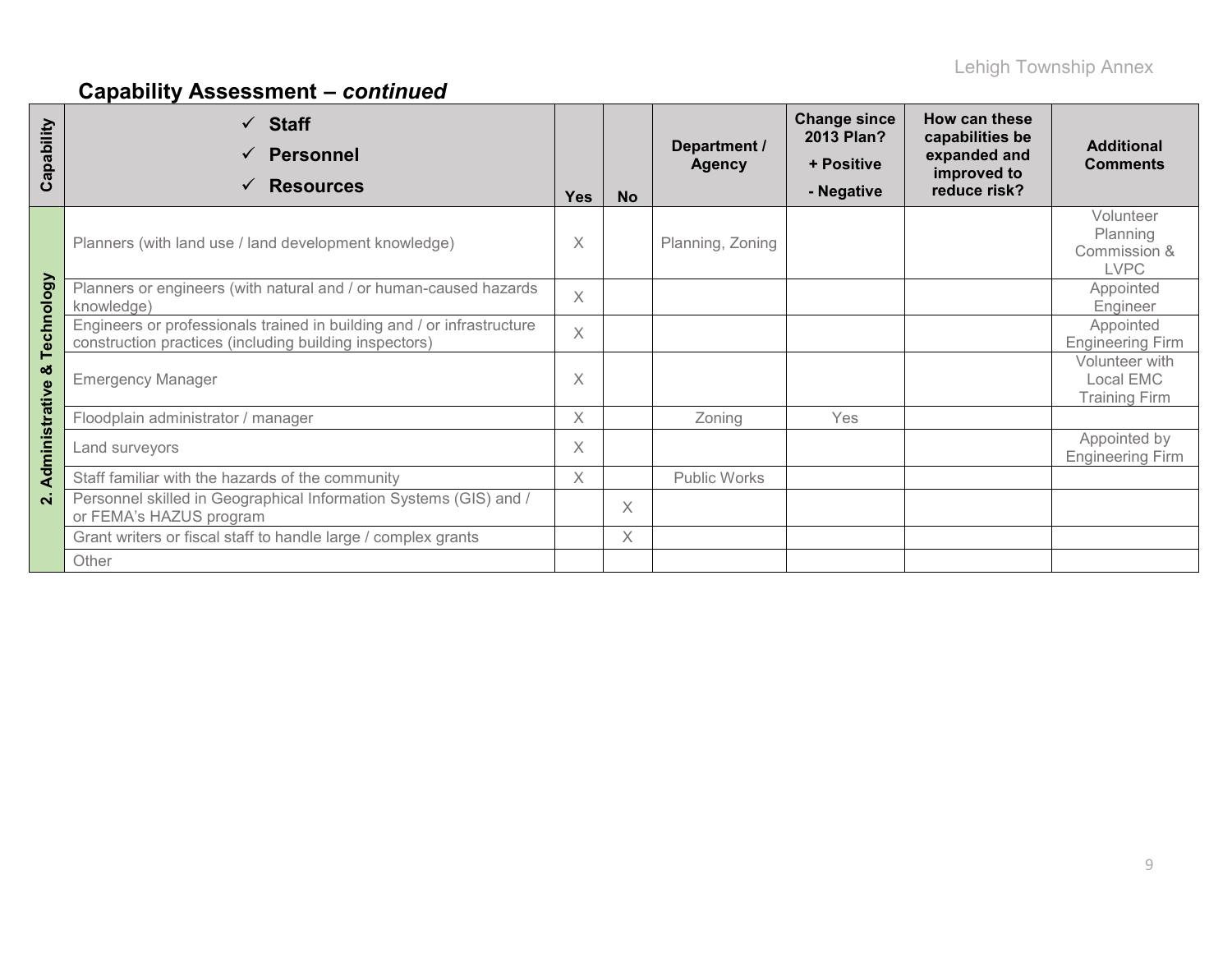## Capability Assessment – *continued*

| Capability | ✓ Staff<br>✓ Personnel<br>✓ Resources | Yes | No | Department / Agency | Change since 2013 Plan?<br>+ Positive<br>- Negative | How can these capabilities be expanded and improved to reduce risk? | Additional Comments |
|---|---|---|---|---|---|---|---|
| 2. Administrative & Technology | Planners (with land use / land development knowledge) | X | | Planning, Zoning | | | Volunteer Planning Commission & LVPC |
| | Planners or engineers (with natural and / or human-caused hazards knowledge) | X | | | | | Appointed Engineer |
| | Engineers or professionals trained in building and / or infrastructure construction practices (including building inspectors) | X | | | | | Appointed Engineering Firm |
| | Emergency Manager | X | | | | | Volunteer with Local EMC Training Firm |
| | Floodplain administrator / manager | X | | Zoning | Yes | | |
| | Land surveyors | X | | | | | Appointed by Engineering Firm |
| | Staff familiar with the hazards of the community | X | | Public Works | | | |
| | Personnel skilled in Geographical Information Systems (GIS) and / or FEMA's HAZUS program | | X | | | | |
| | Grant writers or fiscal staff to handle large / complex grants | | X | | | | |
| | Other | | | | | | |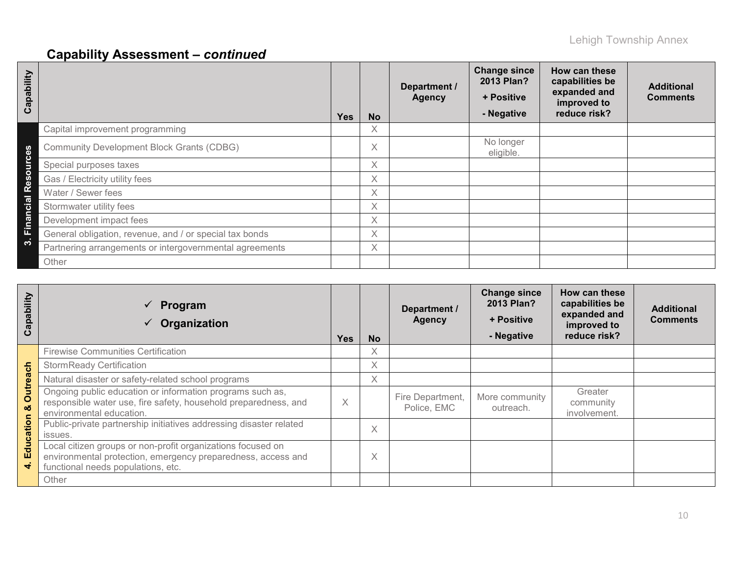## Capability Assessment – *continued*

| Capability | | Yes | No | Department / Agency | Change since 2013 Plan? + Positive - Negative | How can these capabilities be expanded and improved to reduce risk? | Additional Comments |
|---|---|---|---|---|---|---|---|
| 3. Financial Resources | Capital improvement programming | | X | | | | |
| | Community Development Block Grants (CDBG) | | X | | No longer eligible. | | |
| | Special purposes taxes | | X | | | | |
| | Gas / Electricity utility fees | | X | | | | |
| | Water / Sewer fees | | X | | | | |
| | Stormwater utility fees | | X | | | | |
| | Development impact fees | | X | | | | |
| | General obligation, revenue, and / or special tax bonds | | X | | | | |
| | Partnering arrangements or intergovernmental agreements | | X | | | | |
| | Other | | | | | | |

| Capability | ✓ Program ✓ Organization | Yes | No | Department / Agency | Change since 2013 Plan? + Positive - Negative | How can these capabilities be expanded and improved to reduce risk? | Additional Comments |
|---|---|---|---|---|---|---|---|
| 4. Education & Outreach | Firewise Communities Certification | | X | | | | |
| | StormReady Certification | | X | | | | |
| | Natural disaster or safety-related school programs | | X | | | | |
| | Ongoing public education or information programs such as, responsible water use, fire safety, household preparedness, and environmental education. | X | | Fire Department, Police, EMC | More community outreach. | Greater community involvement. | |
| | Public-private partnership initiatives addressing disaster related issues. | | X | | | | |
| | Local citizen groups or non-profit organizations focused on environmental protection, emergency preparedness, access and functional needs populations, etc. | | X | | | | |
| | Other | | | | | | |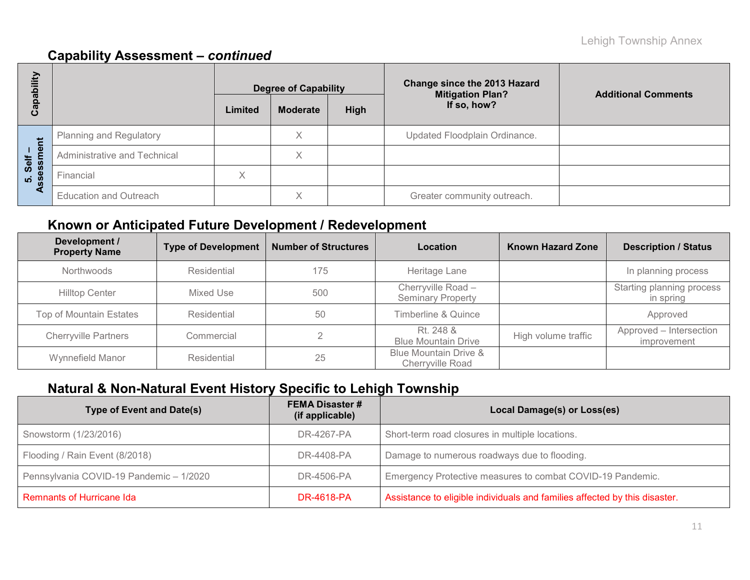## Capability Assessment – *continued*

| Capability | | Degree of Capability | | | Change since the 2013 Hazard Mitigation Plan? If so, how? | Additional Comments |
|---|---|---|---|---|---|---|
| | | Limited | Moderate | High | | |
| 5. Self – Assessment | Planning and Regulatory | | X | | Updated Floodplain Ordinance. | |
| | Administrative and Technical | | X | | | |
| | Financial | X | | | | |
| | Education and Outreach | | X | | Greater community outreach. | |

## Known or Anticipated Future Development / Redevelopment

| Development / Property Name | Type of Development | Number of Structures | Location | Known Hazard Zone | Description / Status |
|---|---|---|---|---|---|
| Northwoods | Residential | 175 | Heritage Lane | | In planning process |
| Hilltop Center | Mixed Use | 500 | Cherryville Road – Seminary Property | | Starting planning process in spring |
| Top of Mountain Estates | Residential | 50 | Timberline & Quince | | Approved |
| Cherryville Partners | Commercial | 2 | Rt. 248 & Blue Mountain Drive | High volume traffic | Approved – Intersection improvement |
| Wynnefield Manor | Residential | 25 | Blue Mountain Drive & Cherryville Road | | |

## Natural & Non-Natural Event History Specific to Lehigh Township

| Type of Event and Date(s) | FEMA Disaster # (if applicable) | Local Damage(s) or Loss(es) |
|---|---|---|
| Snowstorm (1/23/2016) | DR-4267-PA | Short-term road closures in multiple locations. |
| Flooding / Rain Event (8/2018) | DR-4408-PA | Damage to numerous roadways due to flooding. |
| Pennsylvania COVID-19 Pandemic – 1/2020 | DR-4506-PA | Emergency Protective measures to combat COVID-19 Pandemic. |
| Remnants of Hurricane Ida | DR-4618-PA | Assistance to eligible individuals and families affected by this disaster. |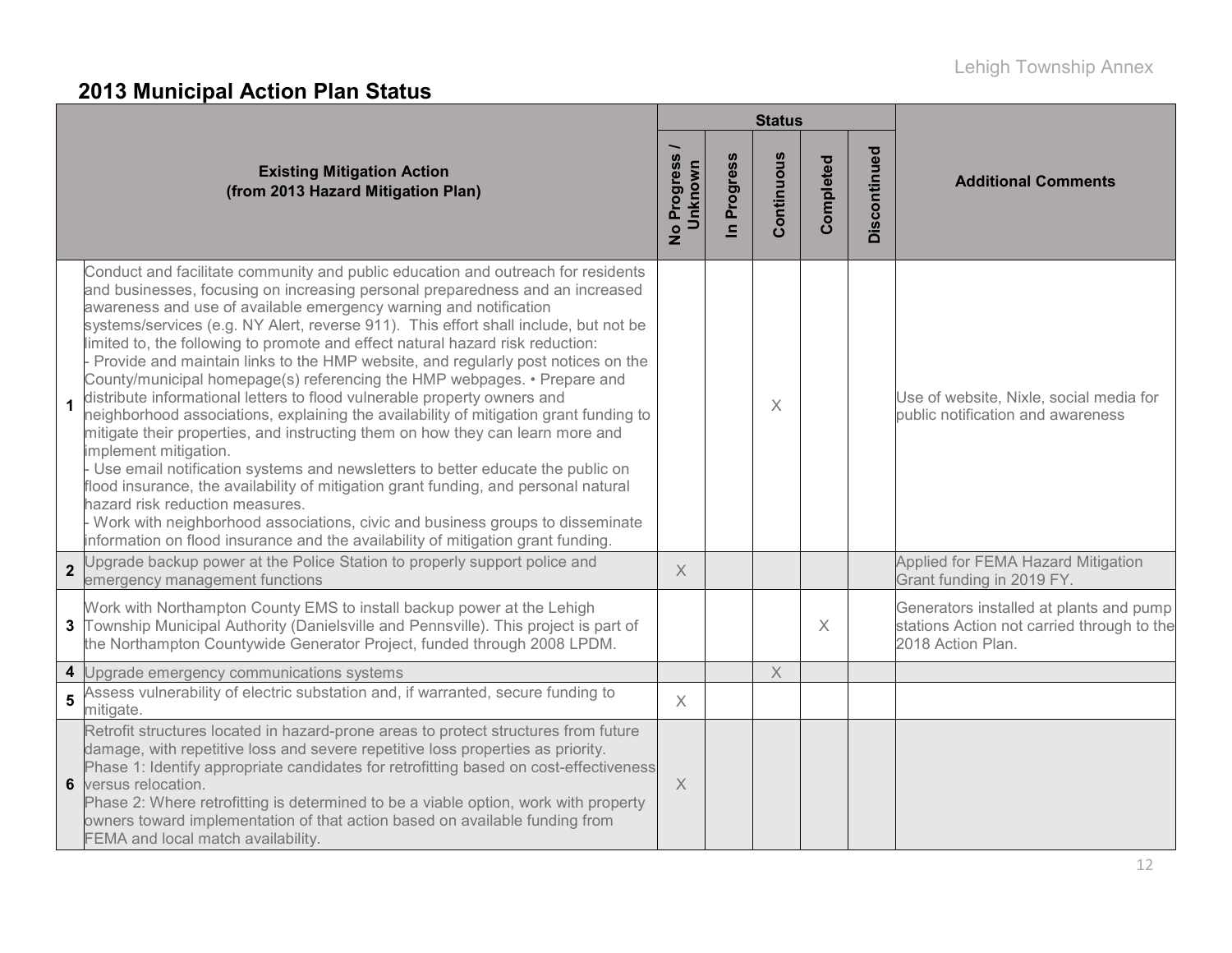## 2013 Municipal Action Plan Status

| | Existing Mitigation Action (from 2013 Hazard Mitigation Plan) | Status | | | | | Additional Comments |
|---|---|---|---|---|---|---|---|
| | | No Progress / Unknown | In Progress | Continuous | Completed | Discontinued | |
| 1 | Conduct and facilitate community and public education and outreach for residents and businesses, focusing on increasing personal preparedness and an increased awareness and use of available emergency warning and notification systems/services (e.g. NY Alert, reverse 911). This effort shall include, but not be limited to, the following to promote and effect natural hazard risk reduction:<br>- Provide and maintain links to the HMP website, and regularly post notices on the County/municipal homepage(s) referencing the HMP webpages. • Prepare and distribute informational letters to flood vulnerable property owners and neighborhood associations, explaining the availability of mitigation grant funding to mitigate their properties, and instructing them on how they can learn more and implement mitigation.<br>- Use email notification systems and newsletters to better educate the public on flood insurance, the availability of mitigation grant funding, and personal natural hazard risk reduction measures.<br>- Work with neighborhood associations, civic and business groups to disseminate information on flood insurance and the availability of mitigation grant funding. | | | X | | | Use of website, Nixle, social media for public notification and awareness |
| 2 | Upgrade backup power at the Police Station to properly support police and emergency management functions | X | | | | | Applied for FEMA Hazard Mitigation Grant funding in 2019 FY. |
| 3 | Work with Northampton County EMS to install backup power at the Lehigh Township Municipal Authority (Danielsville and Pennsville). This project is part of the Northampton Countywide Generator Project, funded through 2008 LPDM. | | | | X | | Generators installed at plants and pump stations Action not carried through to the 2018 Action Plan. |
| 4 | Upgrade emergency communications systems | | | X | | | |
| 5 | Assess vulnerability of electric substation and, if warranted, secure funding to mitigate. | X | | | | | |
| 6 | Retrofit structures located in hazard-prone areas to protect structures from future damage, with repetitive loss and severe repetitive loss properties as priority.<br>Phase 1: Identify appropriate candidates for retrofitting based on cost-effectiveness versus relocation.<br>Phase 2: Where retrofitting is determined to be a viable option, work with property owners toward implementation of that action based on available funding from FEMA and local match availability. | X | | | | | |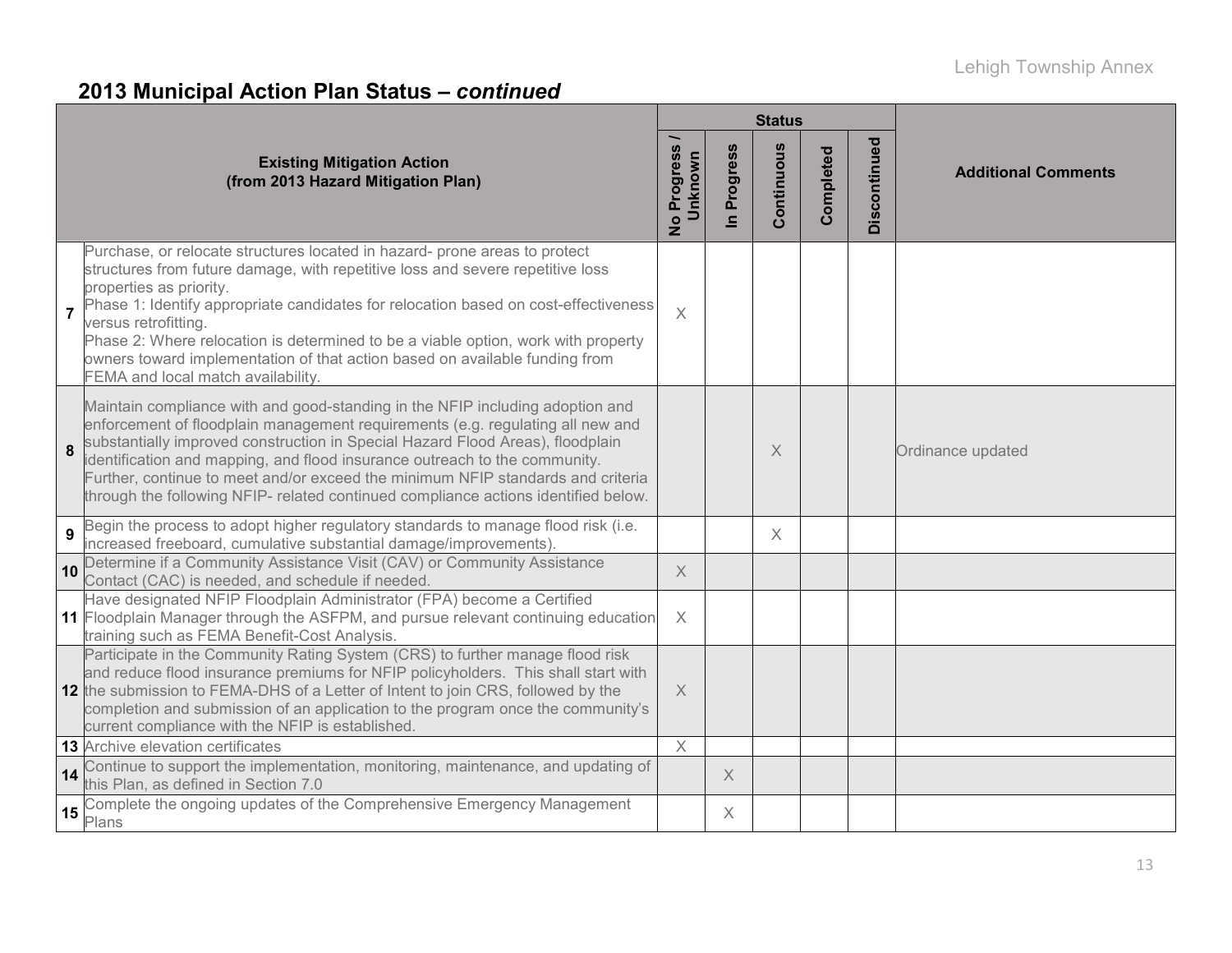## 2013 Municipal Action Plan Status – *continued*

| | Existing Mitigation Action (from 2013 Hazard Mitigation Plan) | Status | | | | | Additional Comments |
|---|---|---|---|---|---|---|---|
| | | No Progress / Unknown | In Progress | Continuous | Completed | Discontinued | |
| 7 | Purchase, or relocate structures located in hazard- prone areas to protect structures from future damage, with repetitive loss and severe repetitive loss properties as priority.<br>Phase 1: Identify appropriate candidates for relocation based on cost-effectiveness versus retrofitting.<br>Phase 2: Where relocation is determined to be a viable option, work with property owners toward implementation of that action based on available funding from FEMA and local match availability. | X | | | | | |
| 8 | Maintain compliance with and good-standing in the NFIP including adoption and enforcement of floodplain management requirements (e.g. regulating all new and substantially improved construction in Special Hazard Flood Areas), floodplain identification and mapping, and flood insurance outreach to the community. Further, continue to meet and/or exceed the minimum NFIP standards and criteria through the following NFIP- related continued compliance actions identified below. | | | X | | | Ordinance updated |
| 9 | Begin the process to adopt higher regulatory standards to manage flood risk (i.e. increased freeboard, cumulative substantial damage/improvements). | | | X | | | |
| 10 | Determine if a Community Assistance Visit (CAV) or Community Assistance Contact (CAC) is needed, and schedule if needed. | X | | | | | |
| 11 | Have designated NFIP Floodplain Administrator (FPA) become a Certified Floodplain Manager through the ASFPM, and pursue relevant continuing education training such as FEMA Benefit-Cost Analysis. | X | | | | | |
| 12 | Participate in the Community Rating System (CRS) to further manage flood risk and reduce flood insurance premiums for NFIP policyholders. This shall start with the submission to FEMA-DHS of a Letter of Intent to join CRS, followed by the completion and submission of an application to the program once the community's current compliance with the NFIP is established. | X | | | | | |
| 13 | Archive elevation certificates | X | | | | | |
| 14 | Continue to support the implementation, monitoring, maintenance, and updating of this Plan, as defined in Section 7.0 | | X | | | | |
| 15 | Complete the ongoing updates of the Comprehensive Emergency Management Plans | | X | | | | |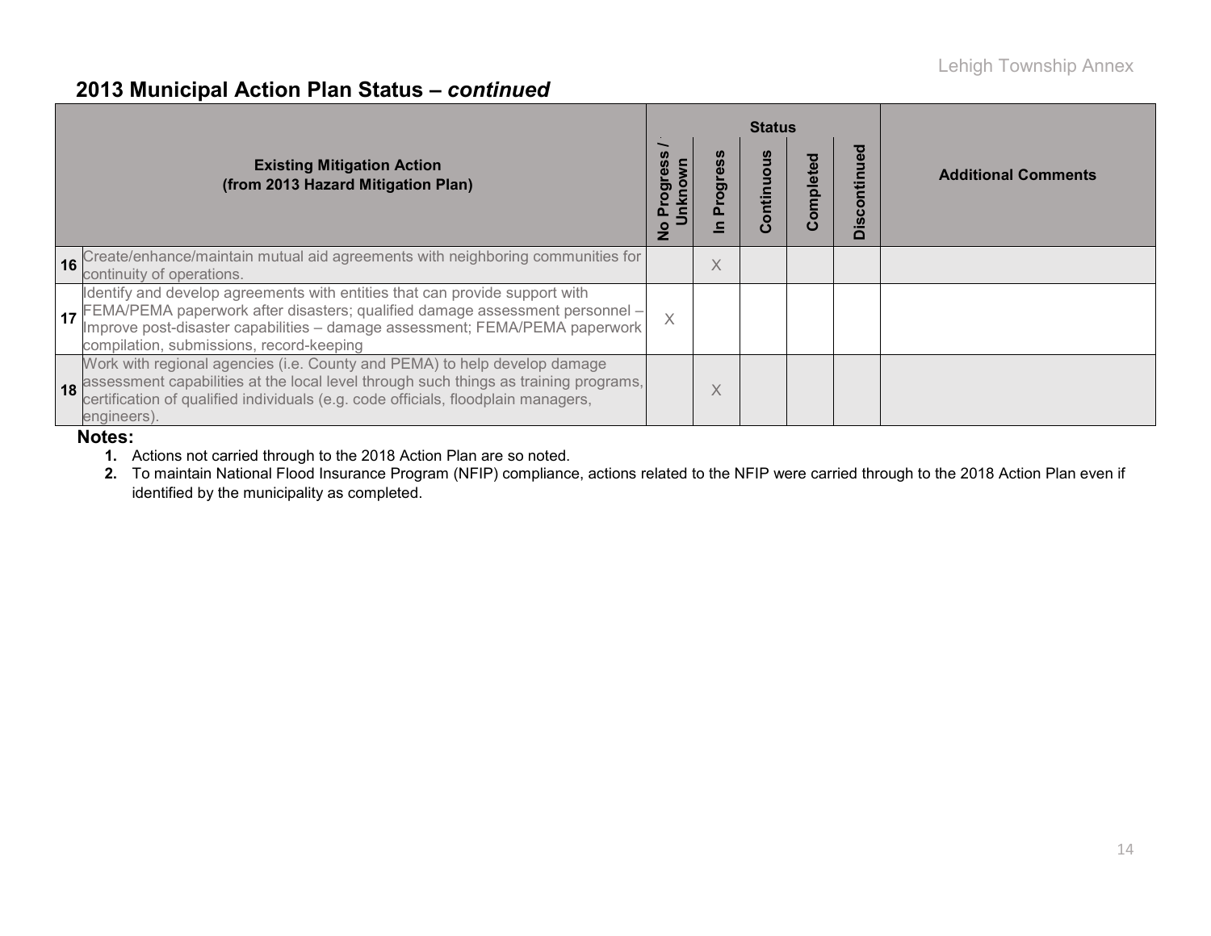## 2013 Municipal Action Plan Status – *continued*

| | Existing Mitigation Action (from 2013 Hazard Mitigation Plan) | Status | | | | | Additional Comments |
|---|---|---|---|---|---|---|---|
| | | No Progress / Unknown | In Progress | Continuous | Completed | Discontinued | |
| 16 | Create/enhance/maintain mutual aid agreements with neighboring communities for continuity of operations. | | X | | | | |
| 17 | Identify and develop agreements with entities that can provide support with FEMA/PEMA paperwork after disasters; qualified damage assessment personnel – Improve post-disaster capabilities – damage assessment; FEMA/PEMA paperwork compilation, submissions, record-keeping | X | | | | | |
| 18 | Work with regional agencies (i.e. County and PEMA) to help develop damage assessment capabilities at the local level through such things as training programs, certification of qualified individuals (e.g. code officials, floodplain managers, engineers). | | X | | | | |

**Notes:**

1. Actions not carried through to the 2018 Action Plan are so noted.
2. To maintain National Flood Insurance Program (NFIP) compliance, actions related to the NFIP were carried through to the 2018 Action Plan even if identified by the municipality as completed.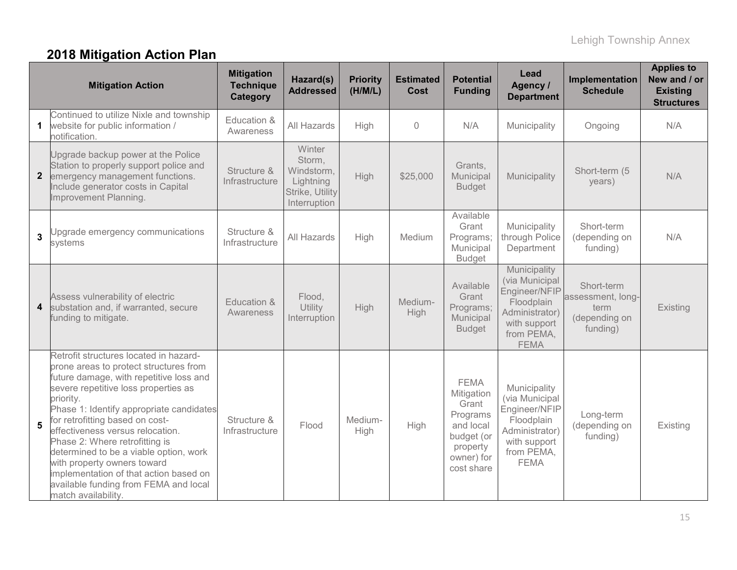## 2018 Mitigation Action Plan

| | Mitigation Action | Mitigation Technique Category | Hazard(s) Addressed | Priority (H/M/L) | Estimated Cost | Potential Funding | Lead Agency / Department | Implementation Schedule | Applies to New and / or Existing Structures |
|---|---|---|---|---|---|---|---|---|---|
| 1 | Continued to utilize Nixle and township website for public information / notification. | Education & Awareness | All Hazards | High | 0 | N/A | Municipality | Ongoing | N/A |
| 2 | Upgrade backup power at the Police Station to properly support police and emergency management functions. Include generator costs in Capital Improvement Planning. | Structure & Infrastructure | Winter Storm, Windstorm, Lightning Strike, Utility Interruption | High | $25,000 | Grants, Municipal Budget | Municipality | Short-term (5 years) | N/A |
| 3 | Upgrade emergency communications systems | Structure & Infrastructure | All Hazards | High | Medium | Available Grant Programs; Municipal Budget | Municipality through Police Department | Short-term (depending on funding) | N/A |
| 4 | Assess vulnerability of electric substation and, if warranted, secure funding to mitigate. | Education & Awareness | Flood, Utility Interruption | High | Medium-High | Available Grant Programs; Municipal Budget | Municipality (via Municipal Engineer/NFIP Floodplain Administrator) with support from PEMA, FEMA | Short-term assessment, long-term (depending on funding) | Existing |
| 5 | Retrofit structures located in hazard-prone areas to protect structures from future damage, with repetitive loss and severe repetitive loss properties as priority.<br>Phase 1: Identify appropriate candidates for retrofitting based on cost-effectiveness versus relocation.<br>Phase 2: Where retrofitting is determined to be a viable option, work with property owners toward implementation of that action based on available funding from FEMA and local match availability. | Structure & Infrastructure | Flood | Medium-High | High | FEMA Mitigation Grant Programs and local budget (or property owner) for cost share | Municipality (via Municipal Engineer/NFIP Floodplain Administrator) with support from PEMA, FEMA | Long-term (depending on funding) | Existing |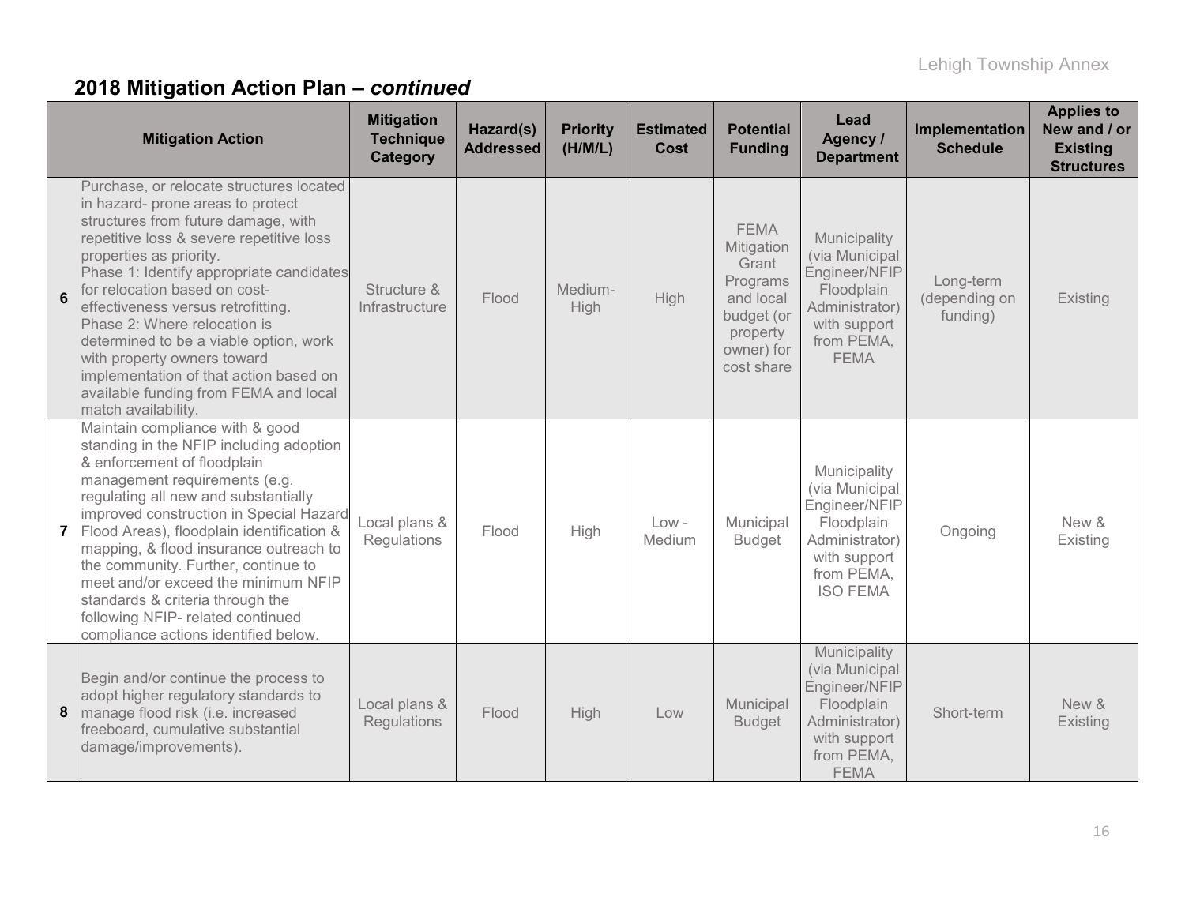## 2018 Mitigation Action Plan – *continued*

| | Mitigation Action | Mitigation Technique Category | Hazard(s) Addressed | Priority (H/M/L) | Estimated Cost | Potential Funding | Lead Agency / Department | Implementation Schedule | Applies to New and / or Existing Structures |
|---|---|---|---|---|---|---|---|---|---|
| **6** | Purchase, or relocate structures located in hazard- prone areas to protect structures from future damage, with repetitive loss & severe repetitive loss properties as priority. Phase 1: Identify appropriate candidates for relocation based on cost-effectiveness versus retrofitting. Phase 2: Where relocation is determined to be a viable option, work with property owners toward implementation of that action based on available funding from FEMA and local match availability. | Structure & Infrastructure | Flood | Medium-High | High | FEMA Mitigation Grant Programs and local budget (or property owner) for cost share | Municipality (via Municipal Engineer/NFIP Floodplain Administrator) with support from PEMA, FEMA | Long-term (depending on funding) | Existing |
| **7** | Maintain compliance with & good standing in the NFIP including adoption & enforcement of floodplain management requirements (e.g. regulating all new and substantially improved construction in Special Hazard Flood Areas), floodplain identification & mapping, & flood insurance outreach to the community. Further, continue to meet and/or exceed the minimum NFIP standards & criteria through the following NFIP- related continued compliance actions identified below. | Local plans & Regulations | Flood | High | Low - Medium | Municipal Budget | Municipality (via Municipal Engineer/NFIP Floodplain Administrator) with support from PEMA, ISO FEMA | Ongoing | New & Existing |
| **8** | Begin and/or continue the process to adopt higher regulatory standards to manage flood risk (i.e. increased freeboard, cumulative substantial damage/improvements). | Local plans & Regulations | Flood | High | Low | Municipal Budget | Municipality (via Municipal Engineer/NFIP Floodplain Administrator) with support from PEMA, FEMA | Short-term | New & Existing |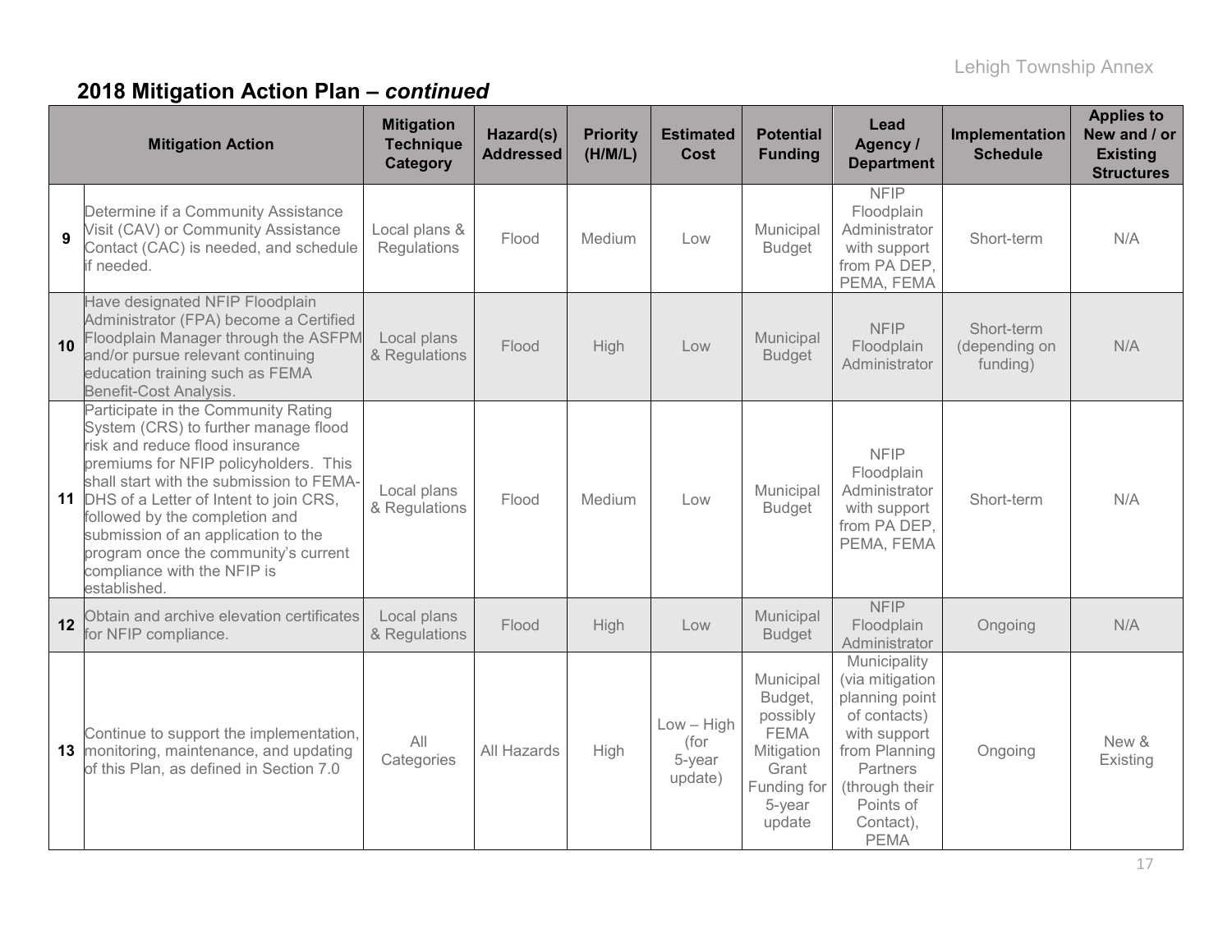## 2018 Mitigation Action Plan – *continued*

| | Mitigation Action | Mitigation Technique Category | Hazard(s) Addressed | Priority (H/M/L) | Estimated Cost | Potential Funding | Lead Agency / Department | Implementation Schedule | Applies to New and / or Existing Structures |
|---|---|---|---|---|---|---|---|---|---|
| **9** | Determine if a Community Assistance Visit (CAV) or Community Assistance Contact (CAC) is needed, and schedule if needed. | Local plans & Regulations | Flood | Medium | Low | Municipal Budget | NFIP Floodplain Administrator with support from PA DEP, PEMA, FEMA | Short-term | N/A |
| **10** | Have designated NFIP Floodplain Administrator (FPA) become a Certified Floodplain Manager through the ASFPM and/or pursue relevant continuing education training such as FEMA Benefit-Cost Analysis. | Local plans & Regulations | Flood | High | Low | Municipal Budget | NFIP Floodplain Administrator | Short-term (depending on funding) | N/A |
| **11** | Participate in the Community Rating System (CRS) to further manage flood risk and reduce flood insurance premiums for NFIP policyholders. This shall start with the submission to FEMA-DHS of a Letter of Intent to join CRS, followed by the completion and submission of an application to the program once the community's current compliance with the NFIP is established. | Local plans & Regulations | Flood | Medium | Low | Municipal Budget | NFIP Floodplain Administrator with support from PA DEP, PEMA, FEMA | Short-term | N/A |
| **12** | Obtain and archive elevation certificates for NFIP compliance. | Local plans & Regulations | Flood | High | Low | Municipal Budget | NFIP Floodplain Administrator | Ongoing | N/A |
| **13** | Continue to support the implementation, monitoring, maintenance, and updating of this Plan, as defined in Section 7.0 | All Categories | All Hazards | High | Low – High (for 5-year update) | Municipal Budget, possibly FEMA Mitigation Grant Funding for 5-year update | Municipality (via mitigation planning point of contacts) with support from Planning Partners (through their Points of Contact), PEMA | Ongoing | New & Existing |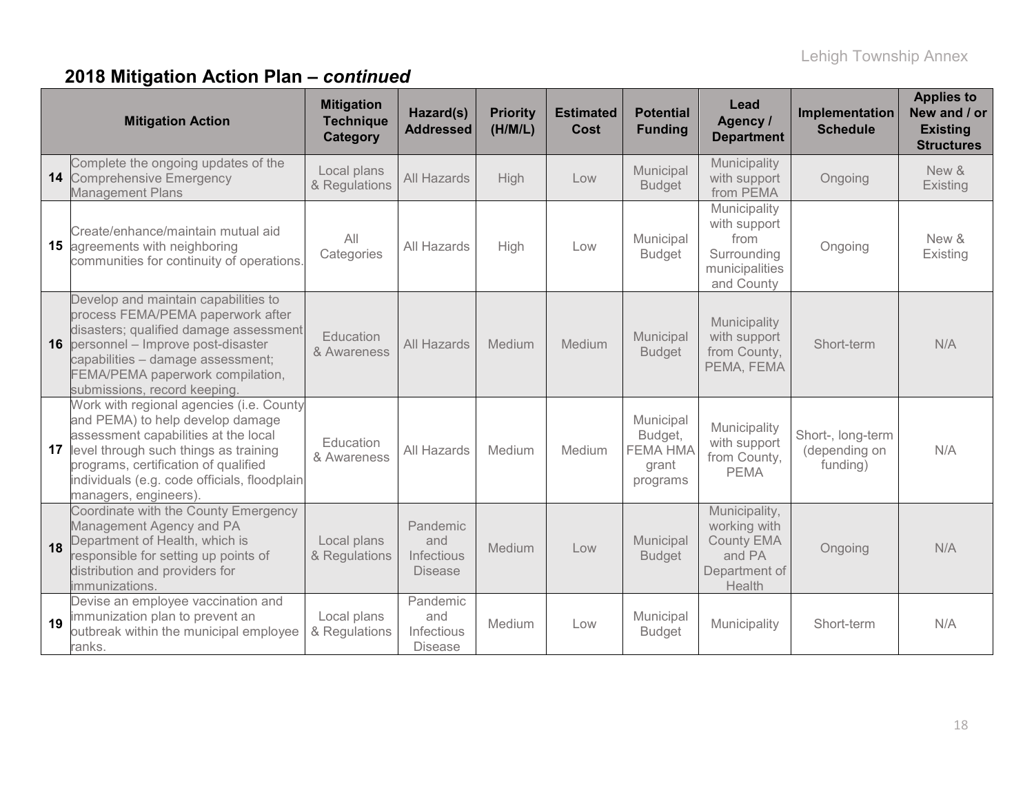## 2018 Mitigation Action Plan – *continued*

| | Mitigation Action | Mitigation Technique Category | Hazard(s) Addressed | Priority (H/M/L) | Estimated Cost | Potential Funding | Lead Agency / Department | Implementation Schedule | Applies to New and / or Existing Structures |
|---|---|---|---|---|---|---|---|---|---|
| **14** | Complete the ongoing updates of the Comprehensive Emergency Management Plans | Local plans & Regulations | All Hazards | High | Low | Municipal Budget | Municipality with support from PEMA | Ongoing | New & Existing |
| **15** | Create/enhance/maintain mutual aid agreements with neighboring communities for continuity of operations. | All Categories | All Hazards | High | Low | Municipal Budget | Municipality with support from Surrounding municipalities and County | Ongoing | New & Existing |
| **16** | Develop and maintain capabilities to process FEMA/PEMA paperwork after disasters; qualified damage assessment personnel – Improve post-disaster capabilities – damage assessment; FEMA/PEMA paperwork compilation, submissions, record keeping. | Education & Awareness | All Hazards | Medium | Medium | Municipal Budget | Municipality with support from County, PEMA, FEMA | Short-term | N/A |
| **17** | Work with regional agencies (i.e. County and PEMA) to help develop damage assessment capabilities at the local level through such things as training programs, certification of qualified individuals (e.g. code officials, floodplain managers, engineers). | Education & Awareness | All Hazards | Medium | Medium | Municipal Budget, FEMA HMA grant programs | Municipality with support from County, PEMA | Short-, long-term (depending on funding) | N/A |
| **18** | Coordinate with the County Emergency Management Agency and PA Department of Health, which is responsible for setting up points of distribution and providers for immunizations. | Local plans & Regulations | Pandemic and Infectious Disease | Medium | Low | Municipal Budget | Municipality, working with County EMA and PA Department of Health | Ongoing | N/A |
| **19** | Devise an employee vaccination and immunization plan to prevent an outbreak within the municipal employee ranks. | Local plans & Regulations | Pandemic and Infectious Disease | Medium | Low | Municipal Budget | Municipality | Short-term | N/A |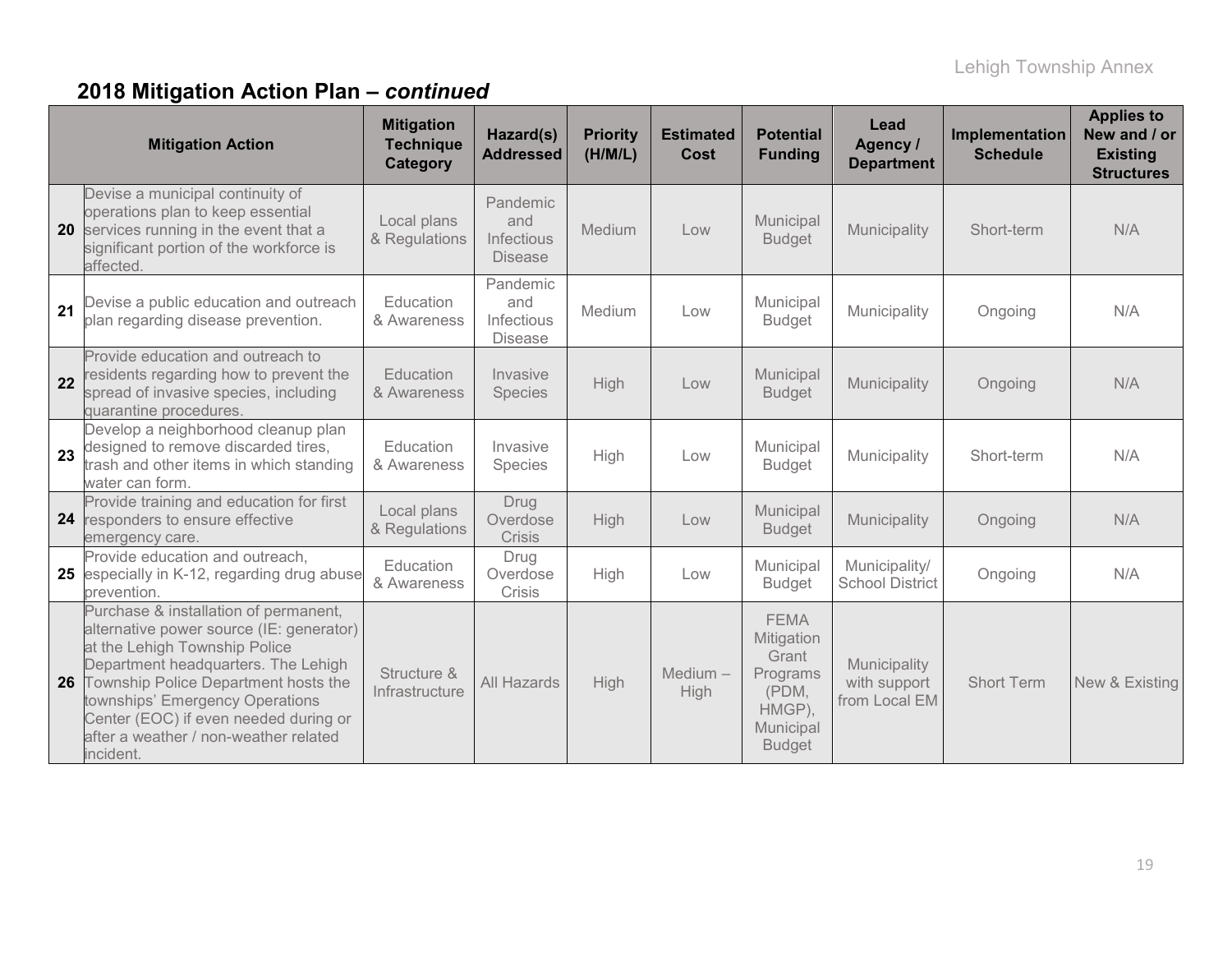## 2018 Mitigation Action Plan – *continued*

| | Mitigation Action | Mitigation Technique Category | Hazard(s) Addressed | Priority (H/M/L) | Estimated Cost | Potential Funding | Lead Agency / Department | Implementation Schedule | Applies to New and / or Existing Structures |
|---|---|---|---|---|---|---|---|---|---|
| **20** | Devise a municipal continuity of operations plan to keep essential services running in the event that a significant portion of the workforce is affected. | Local plans & Regulations | Pandemic and Infectious Disease | Medium | Low | Municipal Budget | Municipality | Short-term | N/A |
| **21** | Devise a public education and outreach plan regarding disease prevention. | Education & Awareness | Pandemic and Infectious Disease | Medium | Low | Municipal Budget | Municipality | Ongoing | N/A |
| **22** | Provide education and outreach to residents regarding how to prevent the spread of invasive species, including quarantine procedures. | Education & Awareness | Invasive Species | High | Low | Municipal Budget | Municipality | Ongoing | N/A |
| **23** | Develop a neighborhood cleanup plan designed to remove discarded tires, trash and other items in which standing water can form. | Education & Awareness | Invasive Species | High | Low | Municipal Budget | Municipality | Short-term | N/A |
| **24** | Provide training and education for first responders to ensure effective emergency care. | Local plans & Regulations | Drug Overdose Crisis | High | Low | Municipal Budget | Municipality | Ongoing | N/A |
| **25** | Provide education and outreach, especially in K-12, regarding drug abuse prevention. | Education & Awareness | Drug Overdose Crisis | High | Low | Municipal Budget | Municipality/ School District | Ongoing | N/A |
| **26** | Purchase & installation of permanent, alternative power source (IE: generator) at the Lehigh Township Police Department headquarters. The Lehigh Township Police Department hosts the townships' Emergency Operations Center (EOC) if even needed during or after a weather / non-weather related incident. | Structure & Infrastructure | All Hazards | High | Medium – High | FEMA Mitigation Grant Programs (PDM, HMGP), Municipal Budget | Municipality with support from Local EM | Short Term | New & Existing |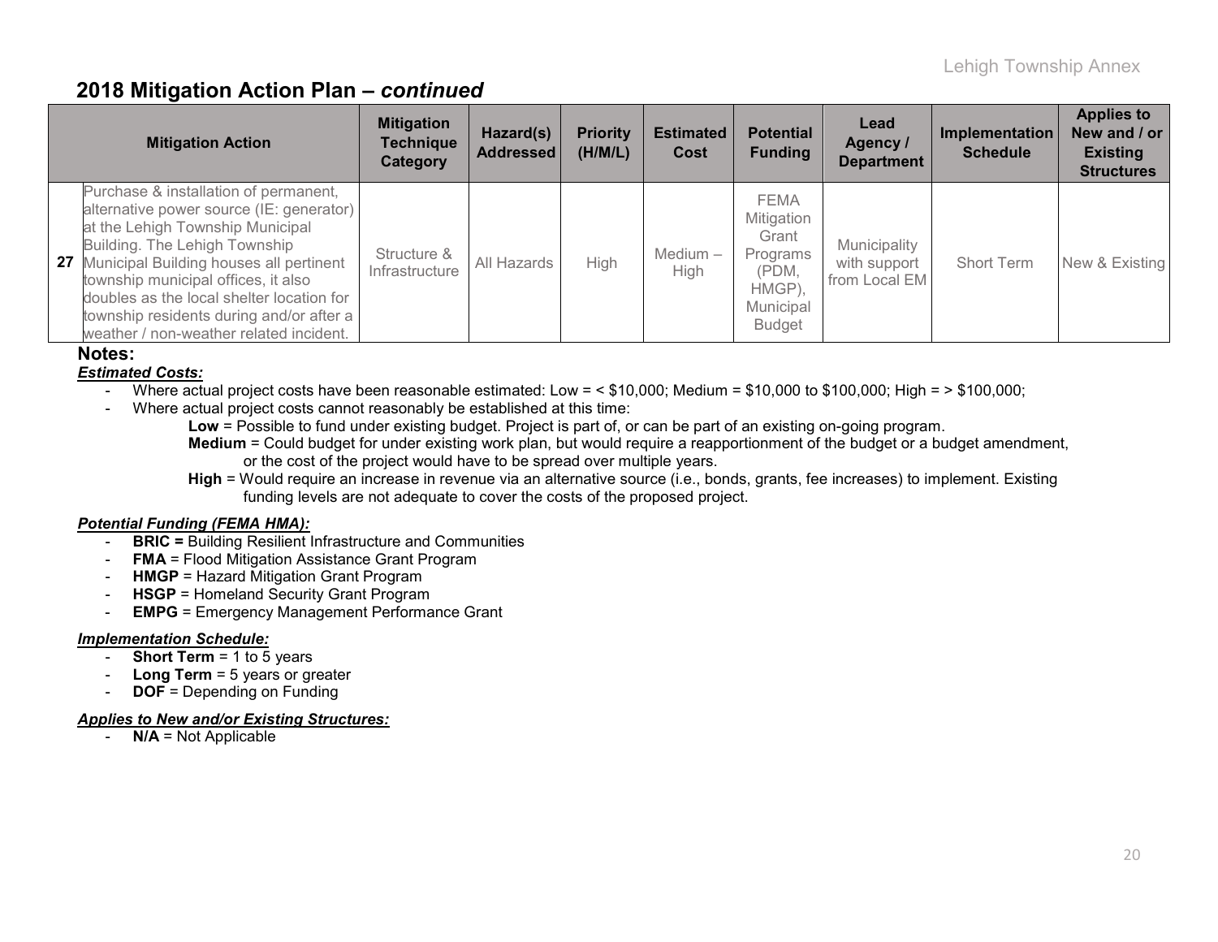## 2018 Mitigation Action Plan – *continued*

| | Mitigation Action | Mitigation Technique Category | Hazard(s) Addressed | Priority (H/M/L) | Estimated Cost | Potential Funding | Lead Agency / Department | Implementation Schedule | Applies to New and / or Existing Structures |
|---|---|---|---|---|---|---|---|---|---|
| 27 | Purchase & installation of permanent, alternative power source (IE: generator) at the Lehigh Township Municipal Building. The Lehigh Township Municipal Building houses all pertinent township municipal offices, it also doubles as the local shelter location for township residents during and/or after a weather / non-weather related incident. | Structure & Infrastructure | All Hazards | High | Medium – High | FEMA Mitigation Grant Programs (PDM, HMGP), Municipal Budget | Municipality with support from Local EM | Short Term | New & Existing |

**Notes:**

***Estimated Costs:***

- Where actual project costs have been reasonable estimated: Low = < $10,000; Medium = $10,000 to $100,000; High = > $100,000;
- Where actual project costs cannot reasonably be established at this time:
  - **Low** = Possible to fund under existing budget. Project is part of, or can be part of an existing on-going program.
  - **Medium** = Could budget for under existing work plan, but would require a reapportionment of the budget or a budget amendment, or the cost of the project would have to be spread over multiple years.
  - **High** = Would require an increase in revenue via an alternative source (i.e., bonds, grants, fee increases) to implement. Existing funding levels are not adequate to cover the costs of the proposed project.

***Potential Funding (FEMA HMA):***

- **BRIC =** Building Resilient Infrastructure and Communities
- **FMA** = Flood Mitigation Assistance Grant Program
- **HMGP** = Hazard Mitigation Grant Program
- **HSGP** = Homeland Security Grant Program
- **EMPG** = Emergency Management Performance Grant

***Implementation Schedule:***

- **Short Term** = 1 to 5 years
- **Long Term** = 5 years or greater
- **DOF** = Depending on Funding

***Applies to New and/or Existing Structures:***

- **N/A** = Not Applicable